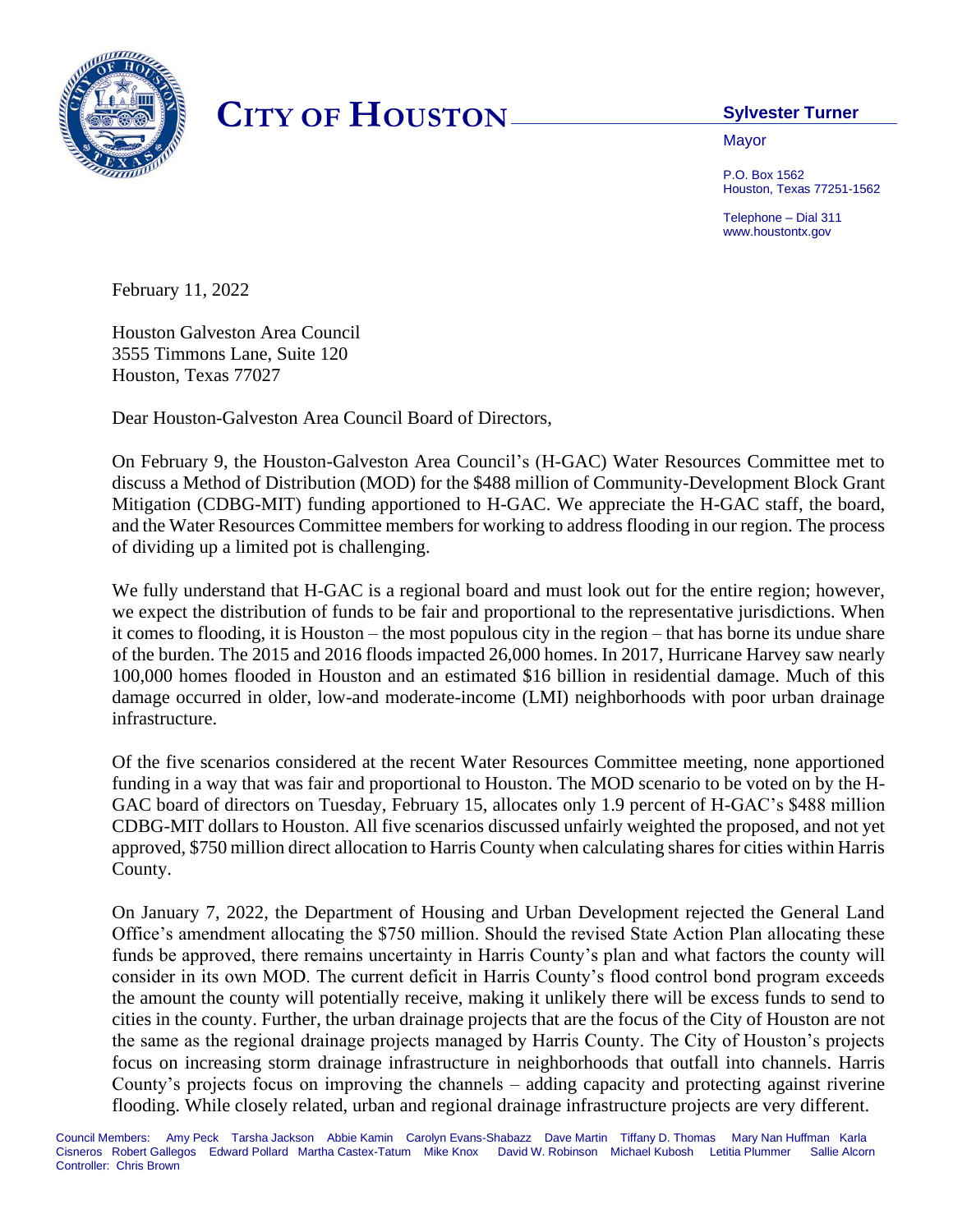# CITY OF HOUSTON

**Sylvester Turner**
Mayor

P.O. Box 1562
Houston, Texas 77251-1562

Telephone – Dial 311
www.houstontx.gov

February 11, 2022

Houston Galveston Area Council
3555 Timmons Lane, Suite 120
Houston, Texas 77027

Dear Houston-Galveston Area Council Board of Directors,

On February 9, the Houston-Galveston Area Council's (H-GAC) Water Resources Committee met to discuss a Method of Distribution (MOD) for the $488 million of Community-Development Block Grant Mitigation (CDBG-MIT) funding apportioned to H-GAC. We appreciate the H-GAC staff, the board, and the Water Resources Committee members for working to address flooding in our region. The process of dividing up a limited pot is challenging.

We fully understand that H-GAC is a regional board and must look out for the entire region; however, we expect the distribution of funds to be fair and proportional to the representative jurisdictions. When it comes to flooding, it is Houston – the most populous city in the region – that has borne its undue share of the burden. The 2015 and 2016 floods impacted 26,000 homes. In 2017, Hurricane Harvey saw nearly 100,000 homes flooded in Houston and an estimated $16 billion in residential damage. Much of this damage occurred in older, low-and moderate-income (LMI) neighborhoods with poor urban drainage infrastructure.

Of the five scenarios considered at the recent Water Resources Committee meeting, none apportioned funding in a way that was fair and proportional to Houston. The MOD scenario to be voted on by the H-GAC board of directors on Tuesday, February 15, allocates only 1.9 percent of H-GAC's $488 million CDBG-MIT dollars to Houston. All five scenarios discussed unfairly weighted the proposed, and not yet approved, $750 million direct allocation to Harris County when calculating shares for cities within Harris County.

On January 7, 2022, the Department of Housing and Urban Development rejected the General Land Office's amendment allocating the $750 million. Should the revised State Action Plan allocating these funds be approved, there remains uncertainty in Harris County's plan and what factors the county will consider in its own MOD. The current deficit in Harris County's flood control bond program exceeds the amount the county will potentially receive, making it unlikely there will be excess funds to send to cities in the county. Further, the urban drainage projects that are the focus of the City of Houston are not the same as the regional drainage projects managed by Harris County. The City of Houston's projects focus on increasing storm drainage infrastructure in neighborhoods that outfall into channels. Harris County's projects focus on improving the channels – adding capacity and protecting against riverine flooding. While closely related, urban and regional drainage infrastructure projects are very different.

Council Members: Amy Peck Tarsha Jackson Abbie Kamin Carolyn Evans-Shabazz Dave Martin Tiffany D. Thomas Mary Nan Huffman Karla Cisneros Robert Gallegos Edward Pollard Martha Castex-Tatum Mike Knox David W. Robinson Michael Kubosh Letitia Plummer Sallie Alcorn
Controller: Chris Brown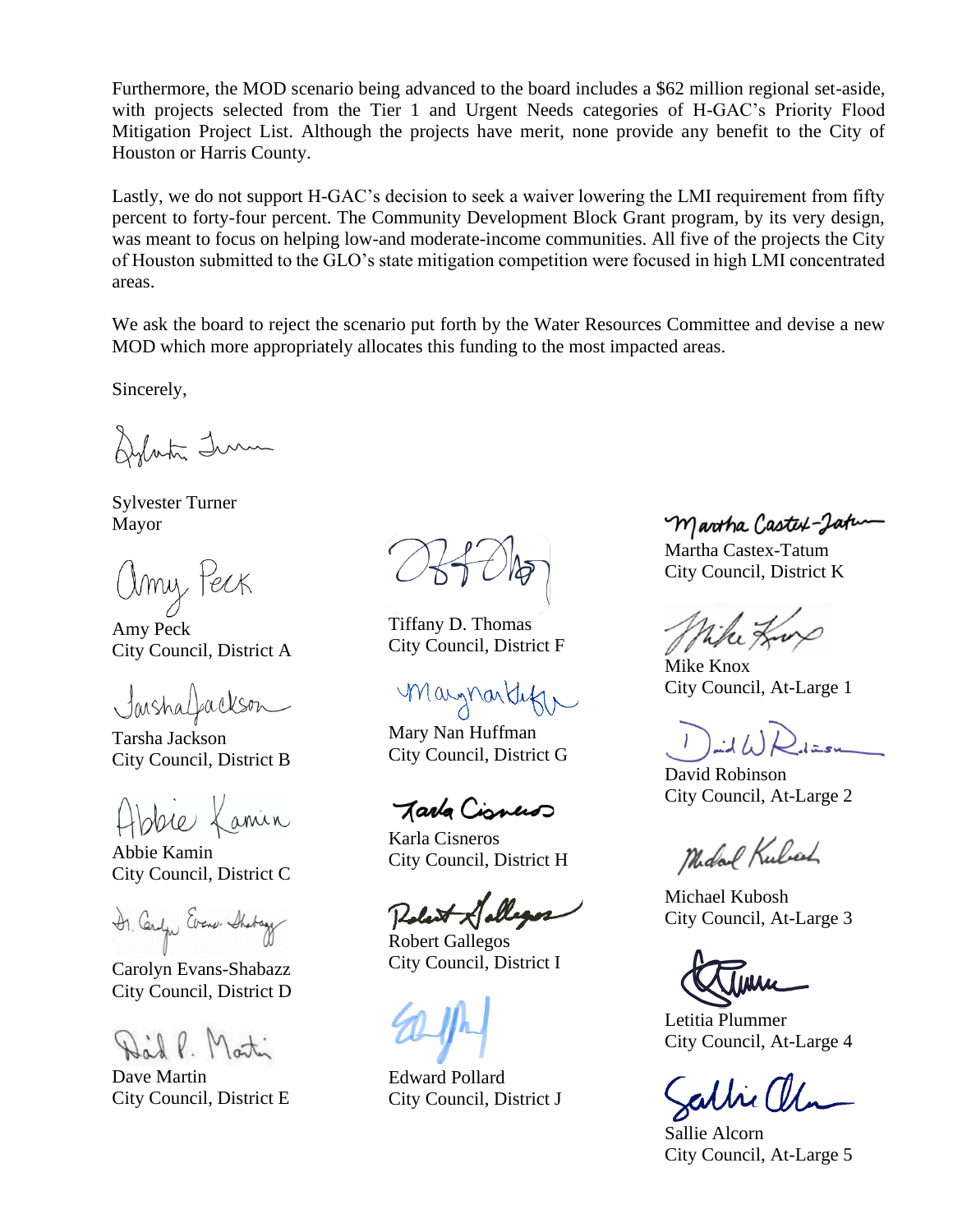Furthermore, the MOD scenario being advanced to the board includes a $62 million regional set-aside, with projects selected from the Tier 1 and Urgent Needs categories of H-GAC's Priority Flood Mitigation Project List. Although the projects have merit, none provide any benefit to the City of Houston or Harris County.

Lastly, we do not support H-GAC's decision to seek a waiver lowering the LMI requirement from fifty percent to forty-four percent. The Community Development Block Grant program, by its very design, was meant to focus on helping low-and moderate-income communities. All five of the projects the City of Houston submitted to the GLO's state mitigation competition were focused in high LMI concentrated areas.

We ask the board to reject the scenario put forth by the Water Resources Committee and devise a new MOD which more appropriately allocates this funding to the most impacted areas.

Sincerely,

Sylvester Turner
Mayor

Amy Peck
City Council, District A

Tarsha Jackson
City Council, District B

Abbie Kamin
City Council, District C

Carolyn Evans-Shabazz
City Council, District D

Dave Martin
City Council, District E

Tiffany D. Thomas
City Council, District F

Mary Nan Huffman
City Council, District G

Karla Cisneros
City Council, District H

Robert Gallegos
City Council, District I

Edward Pollard
City Council, District J

Martha Castex-Tatum
City Council, District K

Mike Knox
City Council, At-Large 1

David Robinson
City Council, At-Large 2

Michael Kubosh
City Council, At-Large 3

Letitia Plummer
City Council, At-Large 4

Sallie Alcorn
City Council, At-Large 5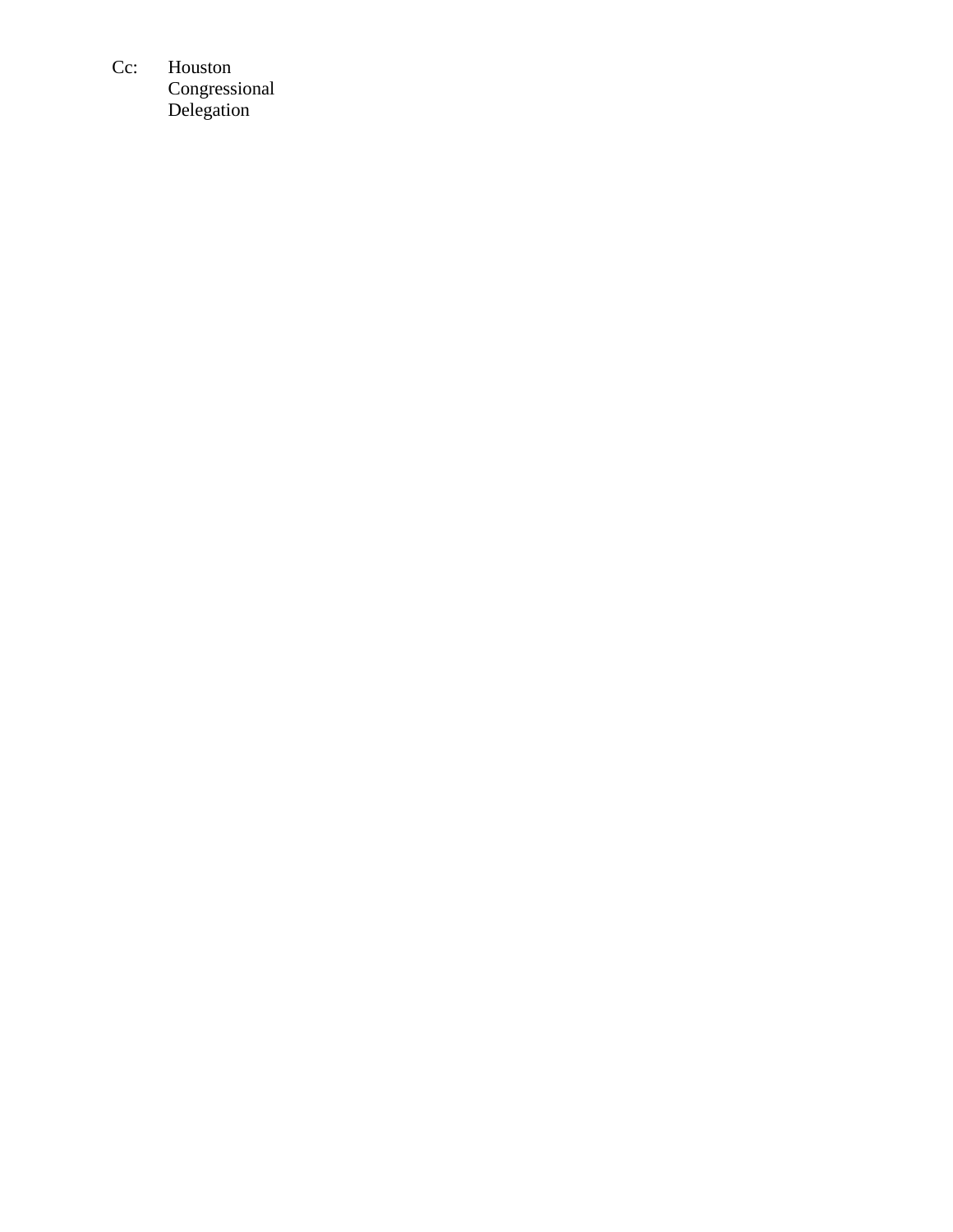Cc: Houston
Congressional
Delegation